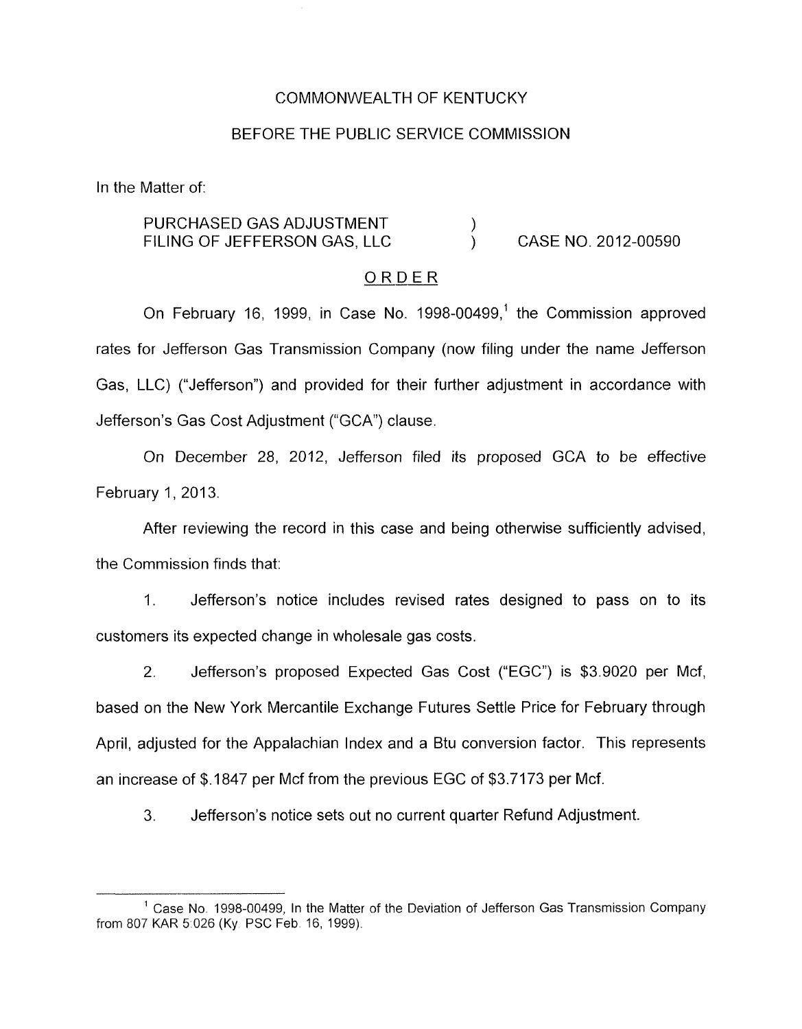COMMONWEALTH OF KENTUCKY

BEFORE THE PUBLIC SERVICE COMMISSION

In the Matter of:

PURCHASED GAS ADJUSTMENT FILING OF JEFFERSON GAS, LLC ) CASE NO. 2012-00590

## ORDER

On February 16, 1999, in Case No. 1998-00499,[1] the Commission approved rates for Jefferson Gas Transmission Company (now filing under the name Jefferson Gas, LLC) ("Jefferson") and provided for their further adjustment in accordance with Jefferson's Gas Cost Adjustment ("GCA") clause.

On December 28, 2012, Jefferson filed its proposed GCA to be effective February 1, 2013.

After reviewing the record in this case and being otherwise sufficiently advised, the Commission finds that:

1. Jefferson's notice includes revised rates designed to pass on to its customers its expected change in wholesale gas costs.

2. Jefferson's proposed Expected Gas Cost ("EGC") is $3.9020 per Mcf, based on the New York Mercantile Exchange Futures Settle Price for February through April, adjusted for the Appalachian Index and a Btu conversion factor. This represents an increase of $.1847 per Mcf from the previous EGC of $3.7173 per Mcf.

3. Jefferson's notice sets out no current quarter Refund Adjustment.

---

[1] Case No. 1998-00499, In the Matter of the Deviation of Jefferson Gas Transmission Company from 807 KAR 5:026 (Ky. PSC Feb. 16, 1999).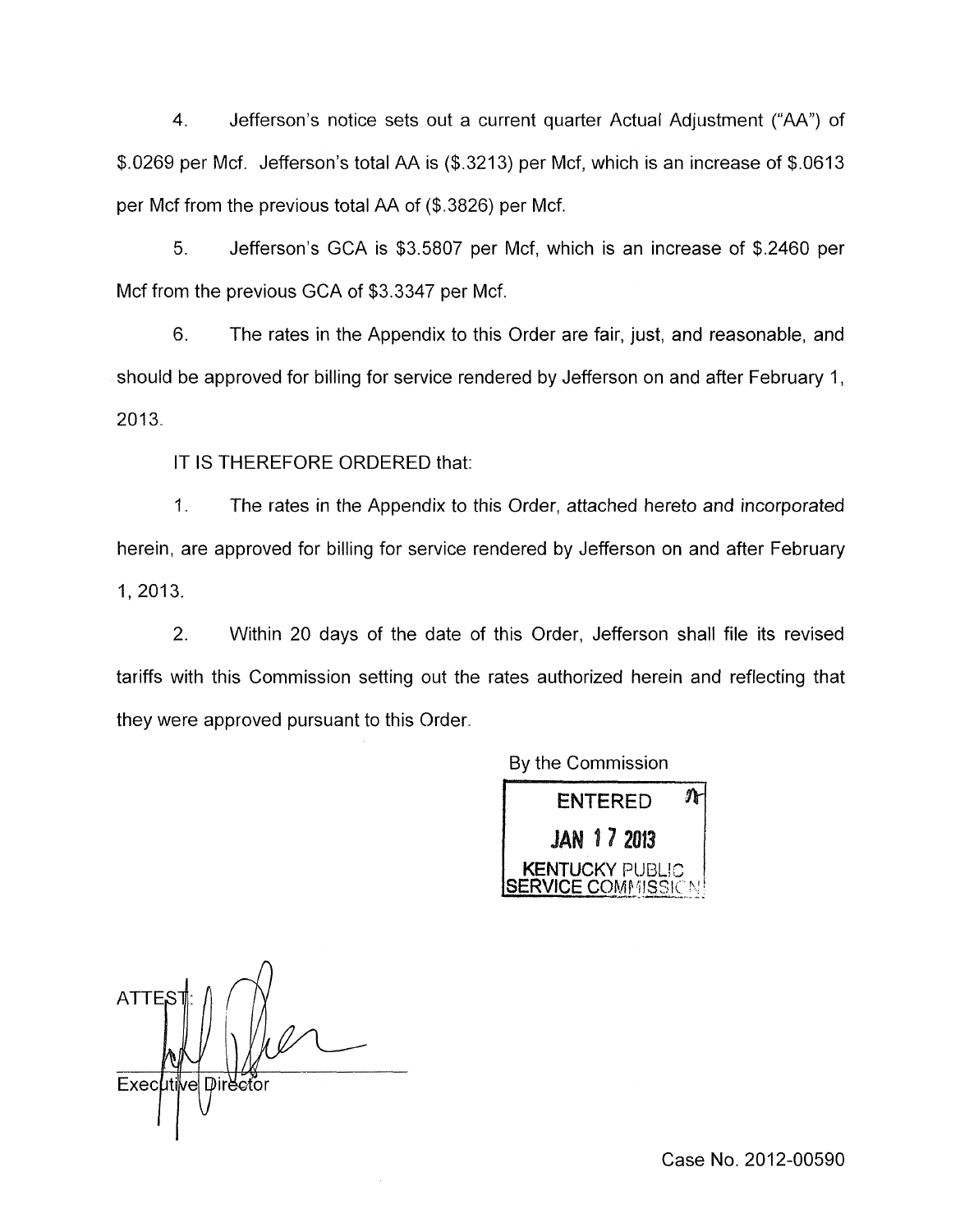4. Jefferson's notice sets out a current quarter Actual Adjustment ("AA") of $.0269 per Mcf. Jefferson's total AA is ($.3213) per Mcf, which is an increase of $.0613 per Mcf from the previous total AA of ($.3826) per Mcf.

5. Jefferson's GCA is $3.5807 per Mcf, which is an increase of $.2460 per Mcf from the previous GCA of $3.3347 per Mcf.

6. The rates in the Appendix to this Order are fair, just, and reasonable, and should be approved for billing for service rendered by Jefferson on and after February 1, 2013.

IT IS THEREFORE ORDERED that:

1. The rates in the Appendix to this Order, attached hereto and incorporated herein, are approved for billing for service rendered by Jefferson on and after February 1, 2013.

2. Within 20 days of the date of this Order, Jefferson shall file its revised tariffs with this Commission setting out the rates authorized herein and reflecting that they were approved pursuant to this Order.

By the Commission

ENTERED
JAN 17 2013
KENTUCKY PUBLIC SERVICE COMMISSION

ATTEST:

Executive Director

Case No. 2012-00590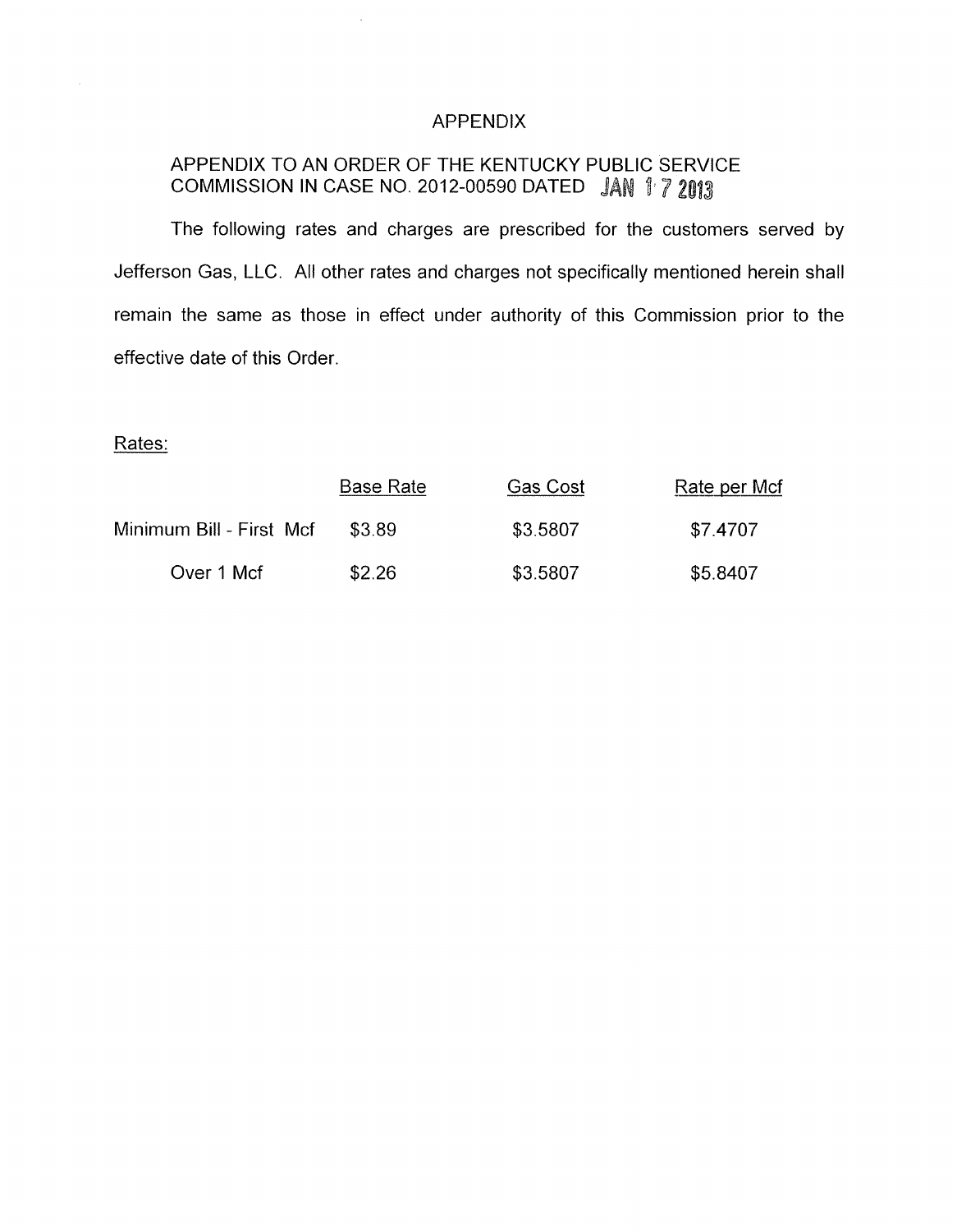# APPENDIX

## APPENDIX TO AN ORDER OF THE KENTUCKY PUBLIC SERVICE COMMISSION IN CASE NO. 2012-00590 DATED JAN 17 2013

The following rates and charges are prescribed for the customers served by Jefferson Gas, LLC. All other rates and charges not specifically mentioned herein shall remain the same as those in effect under authority of this Commission prior to the effective date of this Order.

Rates:

| | Base Rate | Gas Cost | Rate per Mcf |
|---|---|---|---|
| Minimum Bill - First Mcf | $3.89 | $3.5807 | $7.4707 |
| Over 1 Mcf | $2.26 | $3.5807 | $5.8407 |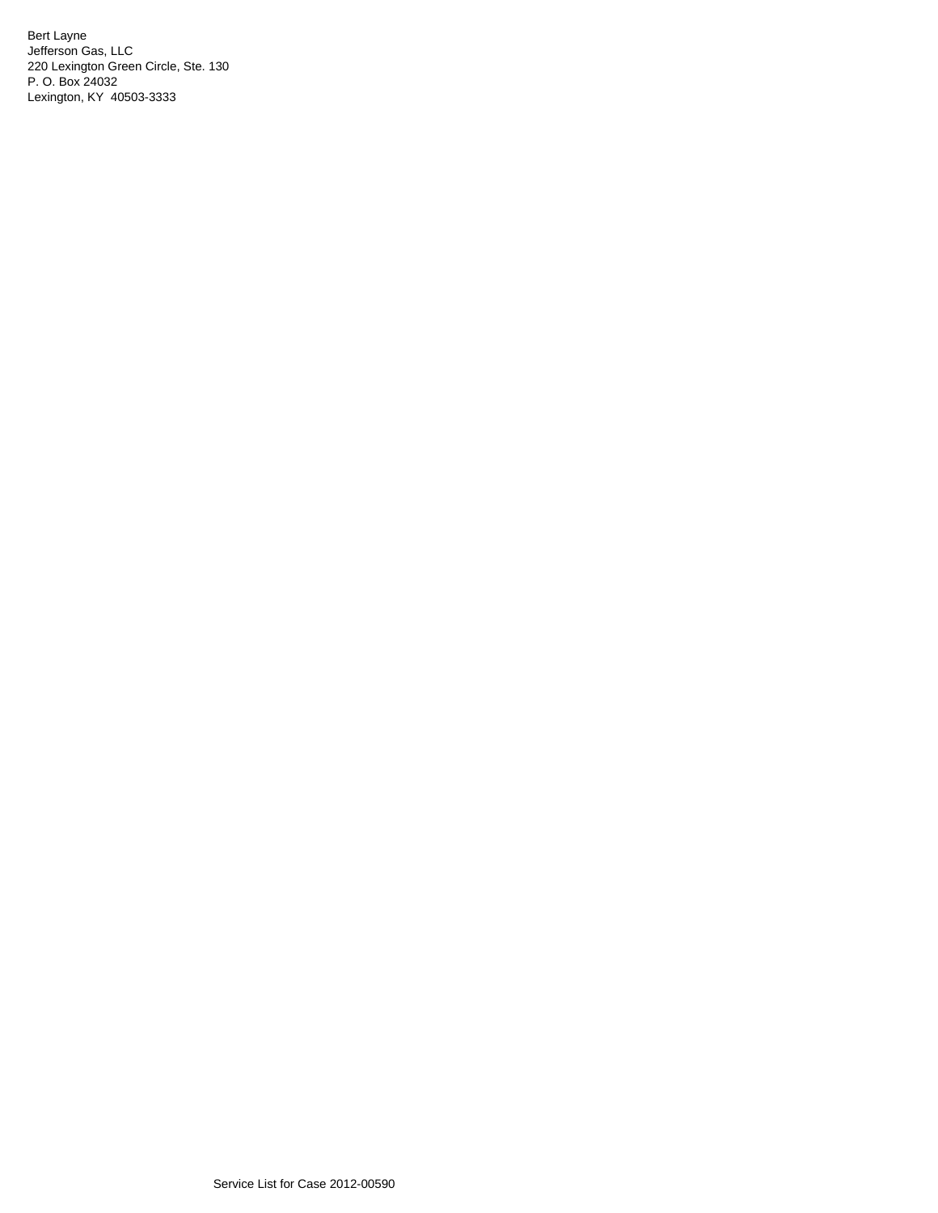Bert Layne
Jefferson Gas, LLC
220 Lexington Green Circle, Ste. 130
P. O. Box 24032
Lexington, KY  40503-3333